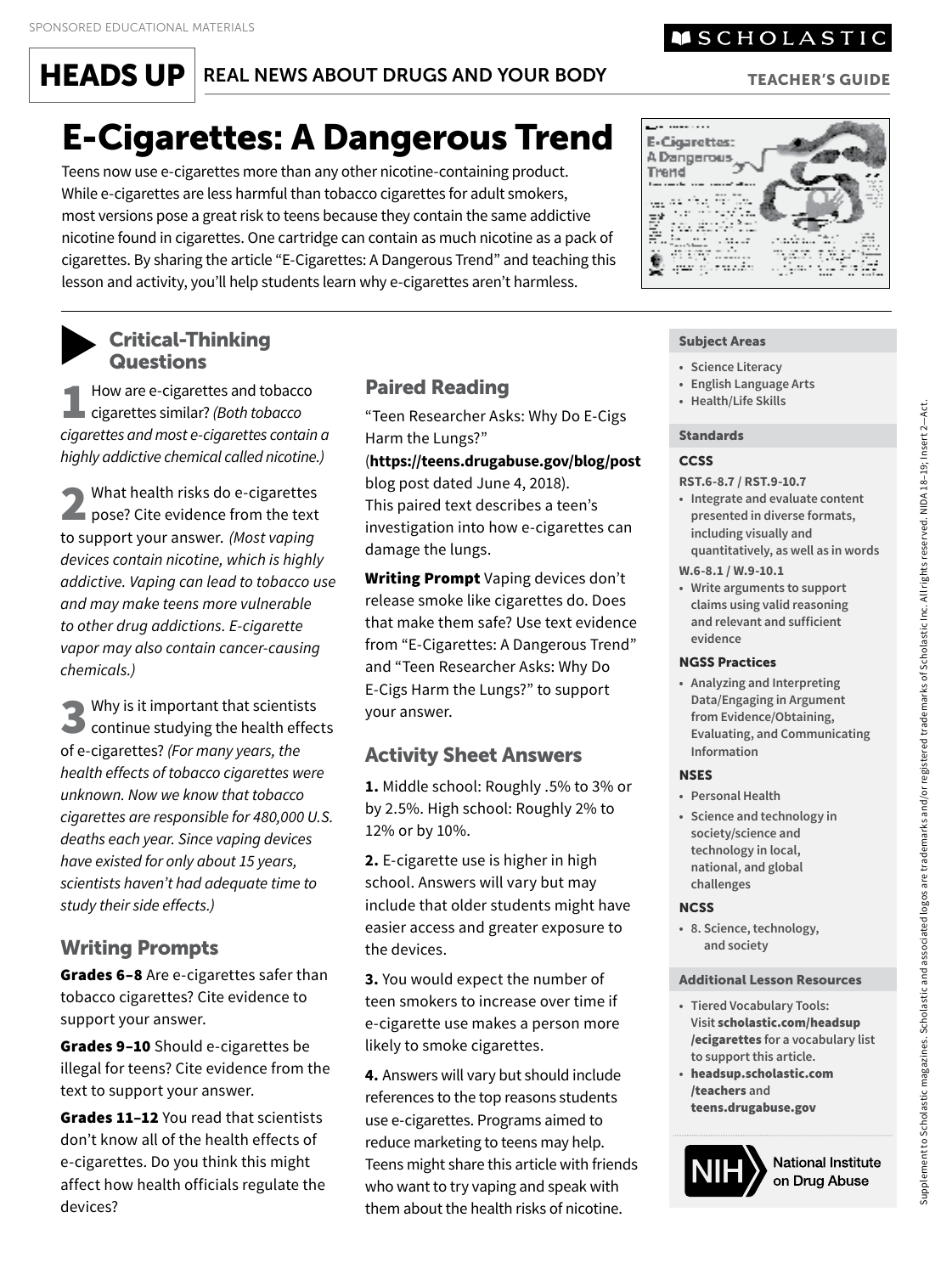SPONSORED EDUCATIONAL MATERIALS

SCHOLASTIC

# HEADS UP REAL NEWS ABOUT DRUGS AND YOUR BODY

TEACHER'S GUIDE

# E-Cigarettes: A Dangerous Trend

Teens now use e-cigarettes more than any other nicotine-containing product. While e-cigarettes are less harmful than tobacco cigarettes for adult smokers, most versions pose a great risk to teens because they contain the same addictive nicotine found in cigarettes. One cartridge can contain as much nicotine as a pack of cigarettes. By sharing the article "E-Cigarettes: A Dangerous Trend" and teaching this lesson and activity, you'll help students learn why e-cigarettes aren't harmless.

## Critical-Thinking Questions

**1** How are e-cigarettes and tobacco cigarettes similar? *(Both tobacco cigarettes and most e-cigarettes contain a highly addictive chemical called nicotine.)*

**2** What health risks do e-cigarettes pose? Cite evidence from the text to support your answer. *(Most vaping devices contain nicotine, which is highly addictive. Vaping can lead to tobacco use and may make teens more vulnerable to other drug addictions. E-cigarette vapor may also contain cancer-causing chemicals.)*

**3** Why is it important that scientists continue studying the health effects of e-cigarettes? *(For many years, the health effects of tobacco cigarettes were unknown. Now we know that tobacco cigarettes are responsible for 480,000 U.S. deaths each year. Since vaping devices have existed for only about 15 years, scientists haven't had adequate time to study their side effects.)*

## Writing Prompts

**Grades 6–8** Are e-cigarettes safer than tobacco cigarettes? Cite evidence to support your answer.

**Grades 9–10** Should e-cigarettes be illegal for teens? Cite evidence from the text to support your answer.

**Grades 11–12** You read that scientists don't know all of the health effects of e-cigarettes. Do you think this might affect how health officials regulate the devices?

## Paired Reading

"Teen Researcher Asks: Why Do E-Cigs Harm the Lungs?" (**https://teens.drugabuse.gov/blog/post** blog post dated June 4, 2018). This paired text describes a teen's investigation into how e-cigarettes can damage the lungs.

**Writing Prompt** Vaping devices don't release smoke like cigarettes do. Does that make them safe? Use text evidence from "E-Cigarettes: A Dangerous Trend" and "Teen Researcher Asks: Why Do E-Cigs Harm the Lungs?" to support your answer.

## Activity Sheet Answers

**1.** Middle school: Roughly .5% to 3% or by 2.5%. High school: Roughly 2% to 12% or by 10%.

**2.** E-cigarette use is higher in high school. Answers will vary but may include that older students might have easier access and greater exposure to the devices.

**3.** You would expect the number of teen smokers to increase over time if e-cigarette use makes a person more likely to smoke cigarettes.

**4.** Answers will vary but should include references to the top reasons students use e-cigarettes. Programs aimed to reduce marketing to teens may help. Teens might share this article with friends who want to try vaping and speak with them about the health risks of nicotine.

### Subject Areas

- Science Literacy
- English Language Arts
- Health/Life Skills

### Standards

**CCSS**

RST.6-8.7 / RST.9-10.7

- Integrate and evaluate content presented in diverse formats, including visually and quantitatively, as well as in words

W.6-8.1 / W.9-10.1

- Write arguments to support claims using valid reasoning and relevant and sufficient evidence

**NGSS Practices**

- Analyzing and Interpreting Data/Engaging in Argument from Evidence/Obtaining, Evaluating, and Communicating Information

**NSES**

- Personal Health
- Science and technology in society/science and technology in local, national, and global challenges

**NCSS**

- 8. Science, technology, and society

### Additional Lesson Resources

- Tiered Vocabulary Tools: Visit **scholastic.com/headsup/ecigarettes** for a vocabulary list to support this article.
- **headsup.scholastic.com/teachers** and **teens.drugabuse.gov**

NIH National Institute on Drug Abuse

Supplement to Scholastic magazines. Scholastic and associated logos are trademarks and/or registered trademarks of Scholastic Inc. All rights reserved. NIDA 18-19; Insert 2—Act.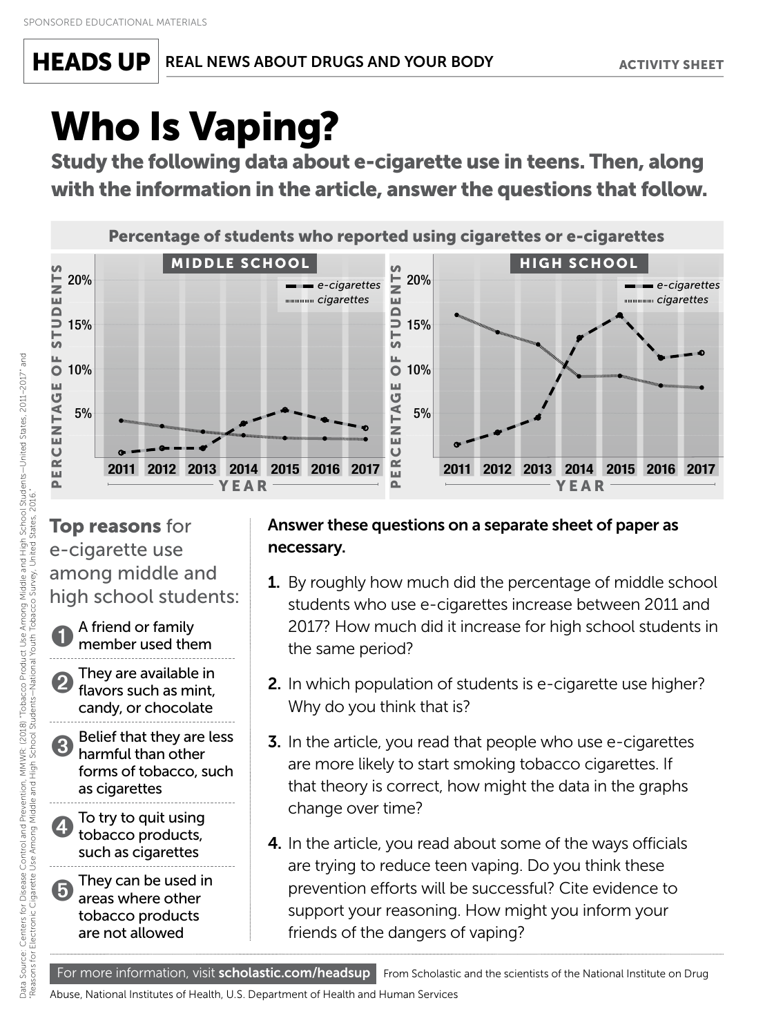SPONSORED EDUCATIONAL MATERIALS

**HEADS UP** REAL NEWS ABOUT DRUGS AND YOUR BODY

ACTIVITY SHEET

# Who Is Vaping?

**Study the following data about e-cigarette use in teens. Then, along with the information in the article, answer the questions that follow.**

Percentage of students who reported using cigarettes or e-cigarettes

MIDDLE SCHOOL

e-cigarettes
cigarettes

PERCENTAGE OF STUDENTS

20%
15%
10%
5%

2011 2012 2013 2014 2015 2016 2017

YEAR

HIGH SCHOOL

e-cigarettes
cigarettes

PERCENTAGE OF STUDENTS

20%
15%
10%
5%

2011 2012 2013 2014 2015 2016 2017

YEAR

## Top reasons for e-cigarette use among middle and high school students:

1. A friend or family member used them
2. They are available in flavors such as mint, candy, or chocolate
3. Belief that they are less harmful than other forms of tobacco, such as cigarettes
4. To try to quit using tobacco products, such as cigarettes
5. They can be used in areas where other tobacco products are not allowed

**Answer these questions on a separate sheet of paper as necessary.**

1. By roughly how much did the percentage of middle school students who use e-cigarettes increase between 2011 and 2017? How much did it increase for high school students in the same period?
2. In which population of students is e-cigarette use higher? Why do you think that is?
3. In the article, you read that people who use e-cigarettes are more likely to start smoking tobacco cigarettes. If that theory is correct, how might the data in the graphs change over time?
4. In the article, you read about some of the ways officials are trying to reduce teen vaping. Do you think these prevention efforts will be successful? Cite evidence to support your reasoning. How might you inform your friends of the dangers of vaping?

Data Source: Centers for Disease Control and Prevention. MMWR. (2018) "Tobacco Product Use Among Middle and High School Students—United States, 2011–2017" and "Reasons for Electronic Cigarette Use Among Middle and High School Students—National Youth Tobacco Survey, United States, 2016."

For more information, visit **scholastic.com/headsup** From Scholastic and the scientists of the National Institute on Drug Abuse, National Institutes of Health, U.S. Department of Health and Human Services